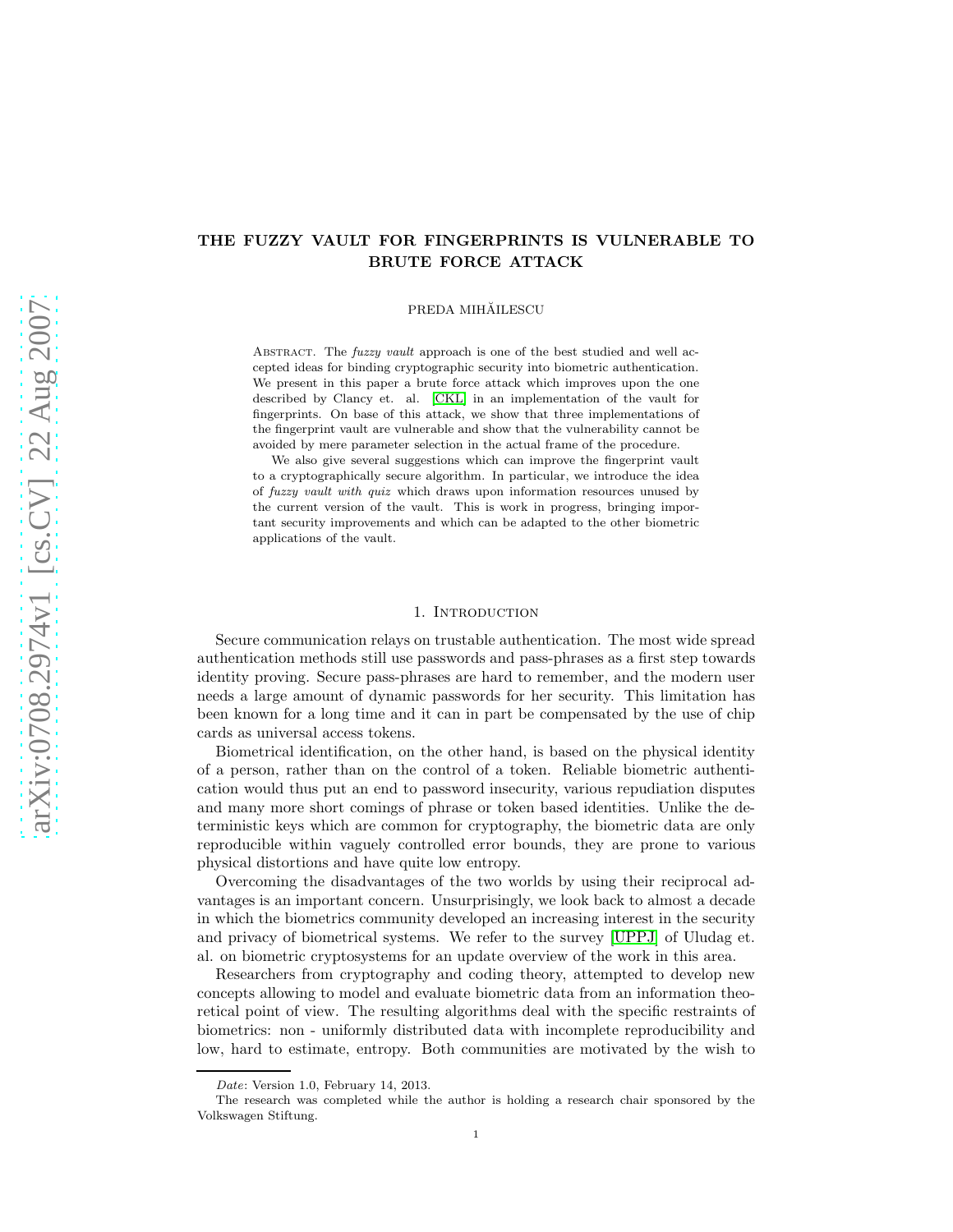# THE FUZZY VAULT FOR FINGERPRINTS IS VULNERABLE TO BRUTE FORCE ATTACK

PREDA MIHĂILESCU

Abstract. The *fuzzy vault* approach is one of the best studied and well accepted ideas for binding cryptographic security into biometric authentication. We present in this paper a brute force attack which improves upon the one described by Clancy et. al. [CKL] in an implementation of the vault for fingerprints. On base of this attack, we show that three implementations of the fingerprint vault are vulnerable and show that the vulnerability cannot be avoided by mere parameter selection in the actual frame of the procedure.

We also give several suggestions which can improve the fingerprint vault to a cryptographically secure algorithm. In particular, we introduce the idea of *fuzzy vault with quiz* which draws upon information resources unused by the current version of the vault. This is work in progress, bringing important security improvements and which can be adapted to the other biometric applications of the vault.

## 1. Introduction

Secure communication relays on trustable authentication. The most wide spread authentication methods still use passwords and pass-phrases as a first step towards identity proving. Secure pass-phrases are hard to remember, and the modern user needs a large amount of dynamic passwords for her security. This limitation has been known for a long time and it can in part be compensated by the use of chip cards as universal access tokens.

Biometrical identification, on the other hand, is based on the physical identity of a person, rather than on the control of a token. Reliable biometric authentication would thus put an end to password insecurity, various repudiation disputes and many more short comings of phrase or token based identities. Unlike the deterministic keys which are common for cryptography, the biometric data are only reproducible within vaguely controlled error bounds, they are prone to various physical distortions and have quite low entropy.

Overcoming the disadvantages of the two worlds by using their reciprocal advantages is an important concern. Unsurprisingly, we look back to almost a decade in which the biometrics community developed an increasing interest in the security and privacy of biometrical systems. We refer to the survey [UPPJ] of Uludag et. al. on biometric cryptosystems for an update overview of the work in this area.

Researchers from cryptography and coding theory, attempted to develop new concepts allowing to model and evaluate biometric data from an information theoretical point of view. The resulting algorithms deal with the specific restraints of biometrics: non - uniformly distributed data with incomplete reproducibility and low, hard to estimate, entropy. Both communities are motivated by the wish to

---

*Date*: Version 1.0, February 14, 2013.

The research was completed while the author is holding a research chair sponsored by the Volkswagen Stiftung.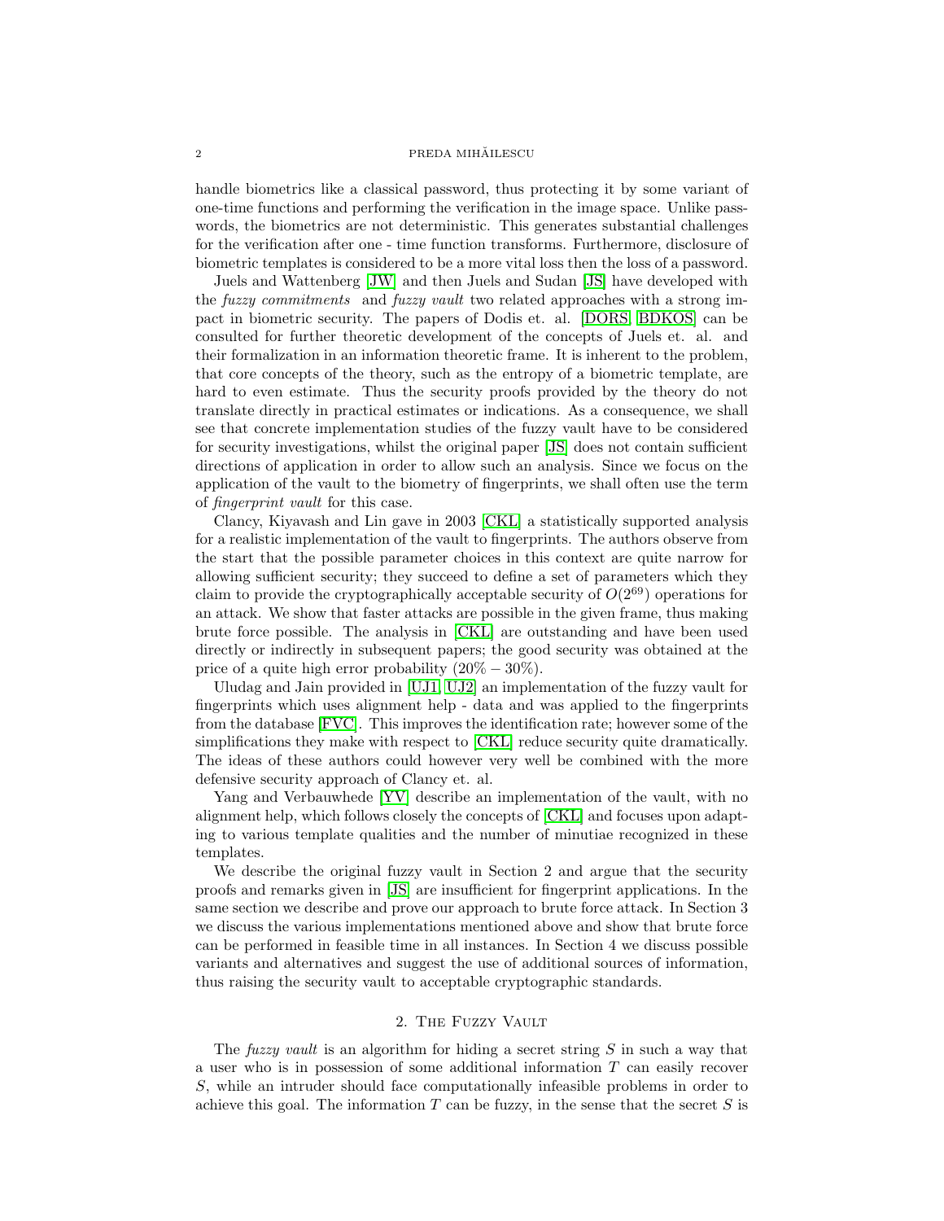handle biometrics like a classical password, thus protecting it by some variant of one-time functions and performing the verification in the image space. Unlike passwords, the biometrics are not deterministic. This generates substantial challenges for the verification after one - time function transforms. Furthermore, disclosure of biometric templates is considered to be a more vital loss then the loss of a password.

Juels and Wattenberg [JW] and then Juels and Sudan [JS] have developed with the *fuzzy commitments* and *fuzzy vault* two related approaches with a strong impact in biometric security. The papers of Dodis et. al. [DORS, BDKOS] can be consulted for further theoretic development of the concepts of Juels et. al. and their formalization in an information theoretic frame. It is inherent to the problem, that core concepts of the theory, such as the entropy of a biometric template, are hard to even estimate. Thus the security proofs provided by the theory do not translate directly in practical estimates or indications. As a consequence, we shall see that concrete implementation studies of the fuzzy vault have to be considered for security investigations, whilst the original paper [JS] does not contain sufficient directions of application in order to allow such an analysis. Since we focus on the application of the vault to the biometry of fingerprints, we shall often use the term of *fingerprint vault* for this case.

Clancy, Kiyavash and Lin gave in 2003 [CKL] a statistically supported analysis for a realistic implementation of the vault to fingerprints. The authors observe from the start that the possible parameter choices in this context are quite narrow for allowing sufficient security; they succeed to define a set of parameters which they claim to provide the cryptographically acceptable security of $O(2^{69})$ operations for an attack. We show that faster attacks are possible in the given frame, thus making brute force possible. The analysis in [CKL] are outstanding and have been used directly or indirectly in subsequent papers; the good security was obtained at the price of a quite high error probability $(20\% - 30\%)$.

Uludag and Jain provided in [UJ1, UJ2] an implementation of the fuzzy vault for fingerprints which uses alignment help - data and was applied to the fingerprints from the database [FVC]. This improves the identification rate; however some of the simplifications they make with respect to [CKL] reduce security quite dramatically. The ideas of these authors could however very well be combined with the more defensive security approach of Clancy et. al.

Yang and Verbauwhede [YV] describe an implementation of the vault, with no alignment help, which follows closely the concepts of [CKL] and focuses upon adapting to various template qualities and the number of minutiae recognized in these templates.

We describe the original fuzzy vault in Section 2 and argue that the security proofs and remarks given in [JS] are insufficient for fingerprint applications. In the same section we describe and prove our approach to brute force attack. In Section 3 we discuss the various implementations mentioned above and show that brute force can be performed in feasible time in all instances. In Section 4 we discuss possible variants and alternatives and suggest the use of additional sources of information, thus raising the security vault to acceptable cryptographic standards.

## 2. The Fuzzy Vault

The *fuzzy vault* is an algorithm for hiding a secret string $S$ in such a way that a user who is in possession of some additional information $T$ can easily recover $S$, while an intruder should face computationally infeasible problems in order to achieve this goal. The information $T$ can be fuzzy, in the sense that the secret $S$ is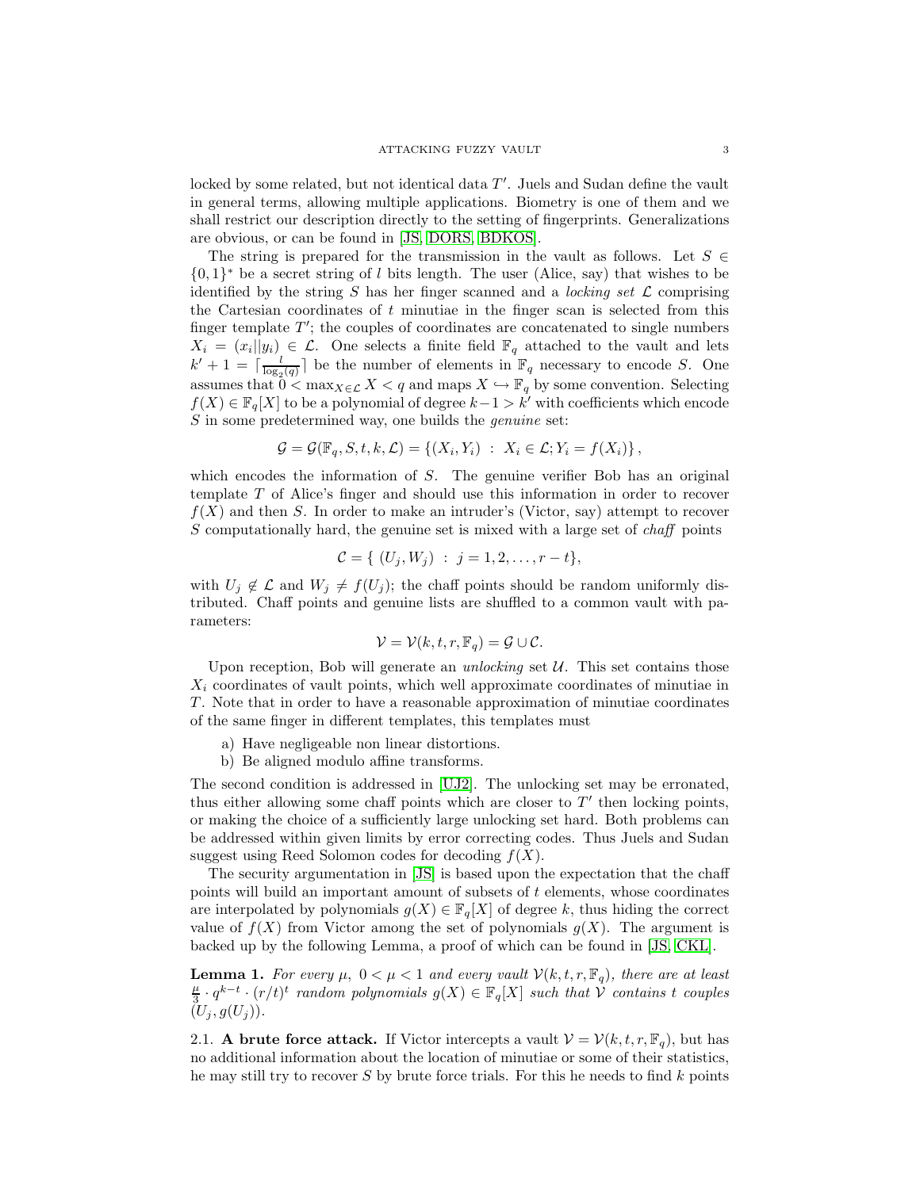locked by some related, but not identical data $T'$. Juels and Sudan define the vault in general terms, allowing multiple applications. Biometry is one of them and we shall restrict our description directly to the setting of fingerprints. Generalizations are obvious, or can be found in [JS, DORS, BDKOS].

The string is prepared for the transmission in the vault as follows. Let $S \in \{0,1\}^*$ be a secret string of $l$ bits length. The user (Alice, say) that wishes to be identified by the string $S$ has her finger scanned and a *locking set* $\mathcal{L}$ comprising the Cartesian coordinates of $t$ minutiae in the finger scan is selected from this finger template $T'$; the couples of coordinates are concatenated to single numbers $X_i = (x_i || y_i) \in \mathcal{L}$. One selects a finite field $\mathbb{F}_q$ attached to the vault and lets $k' + 1 = \lceil \frac{l}{\log_2(q)} \rceil$ be the number of elements in $\mathbb{F}_q$ necessary to encode $S$. One assumes that $0 < \max_{X \in \mathcal{L}} X < q$ and maps $X \hookrightarrow \mathbb{F}_q$ by some convention. Selecting $f(X) \in \mathbb{F}_q[X]$ to be a polynomial of degree $k-1 > k'$ with coefficients which encode $S$ in some predetermined way, one builds the *genuine* set:

$$\mathcal{G} = \mathcal{G}(\mathbb{F}_q, S, t, k, \mathcal{L}) = \{(X_i, Y_i) \ : \ X_i \in \mathcal{L}; Y_i = f(X_i)\},$$

which encodes the information of $S$. The genuine verifier Bob has an original template $T$ of Alice's finger and should use this information in order to recover $f(X)$ and then $S$. In order to make an intruder's (Victor, say) attempt to recover $S$ computationally hard, the genuine set is mixed with a large set of *chaff* points

$$\mathcal{C} = \{ \ (U_j, W_j) \ : \ j = 1, 2, \ldots, r - t\},$$

with $U_j \notin \mathcal{L}$ and $W_j \neq f(U_j)$; the chaff points should be random uniformly distributed. Chaff points and genuine lists are shuffled to a common vault with parameters:

$$\mathcal{V} = \mathcal{V}(k, t, r, \mathbb{F}_q) = \mathcal{G} \cup \mathcal{C}.$$

Upon reception, Bob will generate an *unlocking* set $\mathcal{U}$. This set contains those $X_i$ coordinates of vault points, which well approximate coordinates of minutiae in $T$. Note that in order to have a reasonable approximation of minutiae coordinates of the same finger in different templates, this templates must

a) Have negligeable non linear distortions.
b) Be aligned modulo affine transforms.

The second condition is addressed in [UJ2]. The unlocking set may be erronated, thus either allowing some chaff points which are closer to $T'$ then locking points, or making the choice of a sufficiently large unlocking set hard. Both problems can be addressed within given limits by error correcting codes. Thus Juels and Sudan suggest using Reed Solomon codes for decoding $f(X)$.

The security argumentation in [JS] is based upon the expectation that the chaff points will build an important amount of subsets of $t$ elements, whose coordinates are interpolated by polynomials $g(X) \in \mathbb{F}_q[X]$ of degree $k$, thus hiding the correct value of $f(X)$ from Victor among the set of polynomials $g(X)$. The argument is backed up by the following Lemma, a proof of which can be found in [JS, CKL].

**Lemma 1.** *For every $\mu$, $0 < \mu < 1$ and every vault $\mathcal{V}(k, t, r, \mathbb{F}_q)$, there are at least $\frac{\mu}{3} \cdot q^{k-t} \cdot (r/t)^t$ random polynomials $g(X) \in \mathbb{F}_q[X]$ such that $\mathcal{V}$ contains $t$ couples $(U_j, g(U_j))$.*

2.1. **A brute force attack.** If Victor intercepts a vault $\mathcal{V} = \mathcal{V}(k, t, r, \mathbb{F}_q)$, but has no additional information about the location of minutiae or some of their statistics, he may still try to recover $S$ by brute force trials. For this he needs to find $k$ points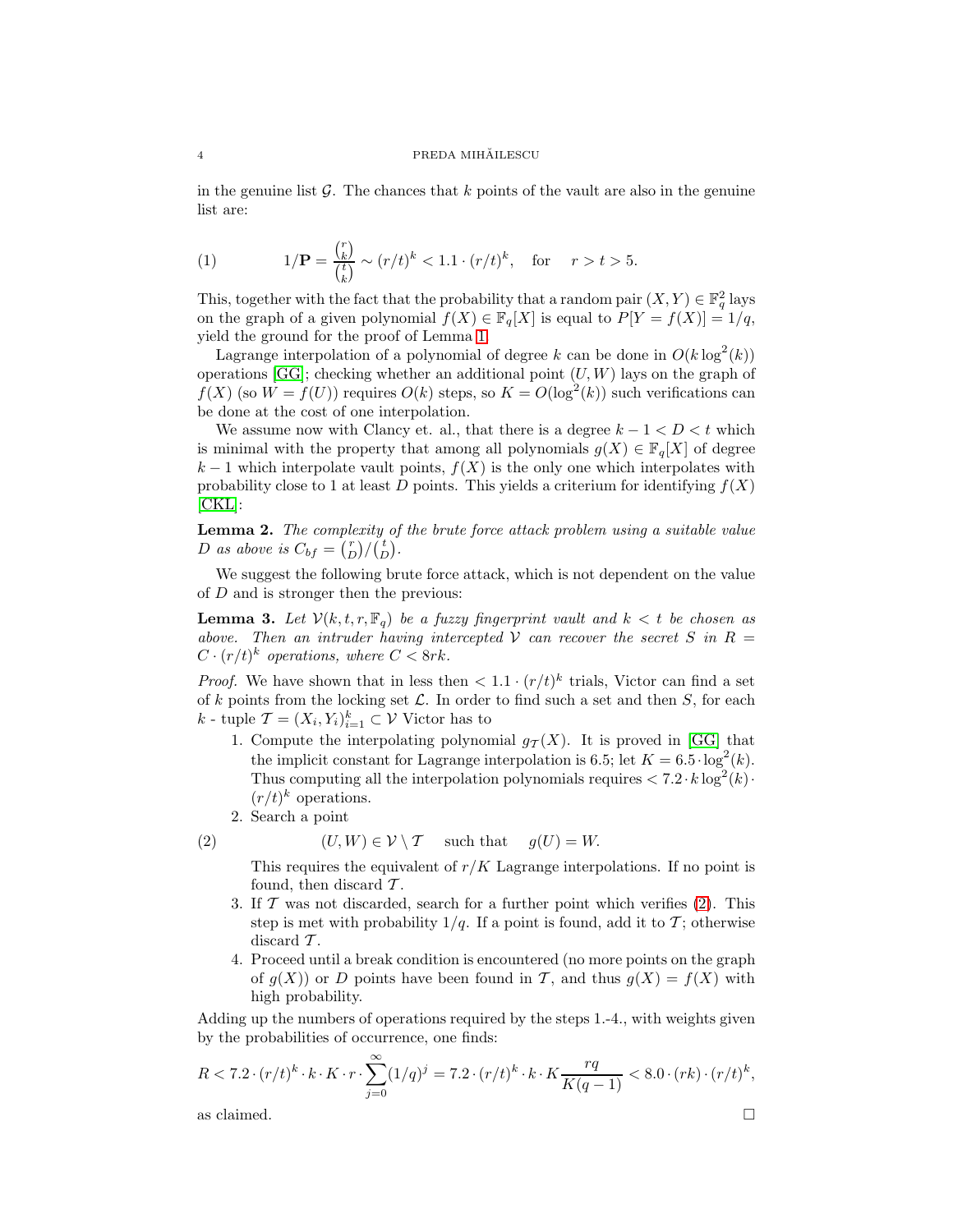in the genuine list $\mathcal{G}$. The chances that $k$ points of the vault are also in the genuine list are:

$$1/\mathbf{P} = \frac{\binom{r}{k}}{\binom{t}{k}} \sim (r/t)^k < 1.1 \cdot (r/t)^k, \quad \text{for} \quad r > t > 5. \tag{1}$$

This, together with the fact that the probability that a random pair $(X, Y) \in \mathbb{F}_q^2$ lays on the graph of a given polynomial $f(X) \in \mathbb{F}_q[X]$ is equal to $P[Y = f(X)] = 1/q$, yield the ground for the proof of Lemma 1.

Lagrange interpolation of a polynomial of degree $k$ can be done in $O(k \log^2(k))$ operations [GG]; checking whether an additional point $(U, W)$ lays on the graph of $f(X)$ (so $W = f(U)$) requires $O(k)$ steps, so $K = O(\log^2(k))$ such verifications can be done at the cost of one interpolation.

We assume now with Clancy et. al., that there is a degree $k - 1 < D < t$ which is minimal with the property that among all polynomials $g(X) \in \mathbb{F}_q[X]$ of degree $k - 1$ which interpolate vault points, $f(X)$ is the only one which interpolates with probability close to 1 at least $D$ points. This yields a criterium for identifying $f(X)$ [CKL]:

**Lemma 2.** *The complexity of the brute force attack problem using a suitable value $D$ as above is $C_{bf} = \binom{r}{D}/\binom{t}{D}$.*

We suggest the following brute force attack, which is not dependent on the value of $D$ and is stronger then the previous:

**Lemma 3.** *Let $\mathcal{V}(k, t, r, \mathbb{F}_q)$ be a fuzzy fingerprint vault and $k < t$ be chosen as above. Then an intruder having intercepted $\mathcal{V}$ can recover the secret $S$ in $R = C \cdot (r/t)^k$ operations, where $C < 8rk$.*

*Proof.* We have shown that in less then $< 1.1 \cdot (r/t)^k$ trials, Victor can find a set of $k$ points from the locking set $\mathcal{L}$. In order to find such a set and then $S$, for each $k$ - tuple $\mathcal{T} = (X_i, Y_i)_{i=1}^k \subset \mathcal{V}$ Victor has to

1. Compute the interpolating polynomial $g_{\mathcal{T}}(X)$. It is proved in [GG] that the implicit constant for Lagrange interpolation is 6.5; let $K = 6.5 \cdot \log^2(k)$. Thus computing all the interpolation polynomials requires $< 7.2 \cdot k \log^2(k) \cdot (r/t)^k$ operations.
2. Search a point

$$(U, W) \in \mathcal{V} \setminus \mathcal{T} \quad \text{such that} \quad g(U) = W. \tag{2}$$

   This requires the equivalent of $r/K$ Lagrange interpolations. If no point is found, then discard $\mathcal{T}$.
3. If $\mathcal{T}$ was not discarded, search for a further point which verifies (2). This step is met with probability $1/q$. If a point is found, add it to $\mathcal{T}$; otherwise discard $\mathcal{T}$.
4. Proceed until a break condition is encountered (no more points on the graph of $g(X)$) or $D$ points have been found in $\mathcal{T}$, and thus $g(X) = f(X)$ with high probability.

Adding up the numbers of operations required by the steps 1.-4., with weights given by the probabilities of occurrence, one finds:

$$R < 7.2 \cdot (r/t)^k \cdot k \cdot K \cdot r \cdot \sum_{j=0}^{\infty} (1/q)^j = 7.2 \cdot (r/t)^k \cdot k \cdot K \frac{rq}{K(q-1)} < 8.0 \cdot (rk) \cdot (r/t)^k,$$

as claimed. $\square$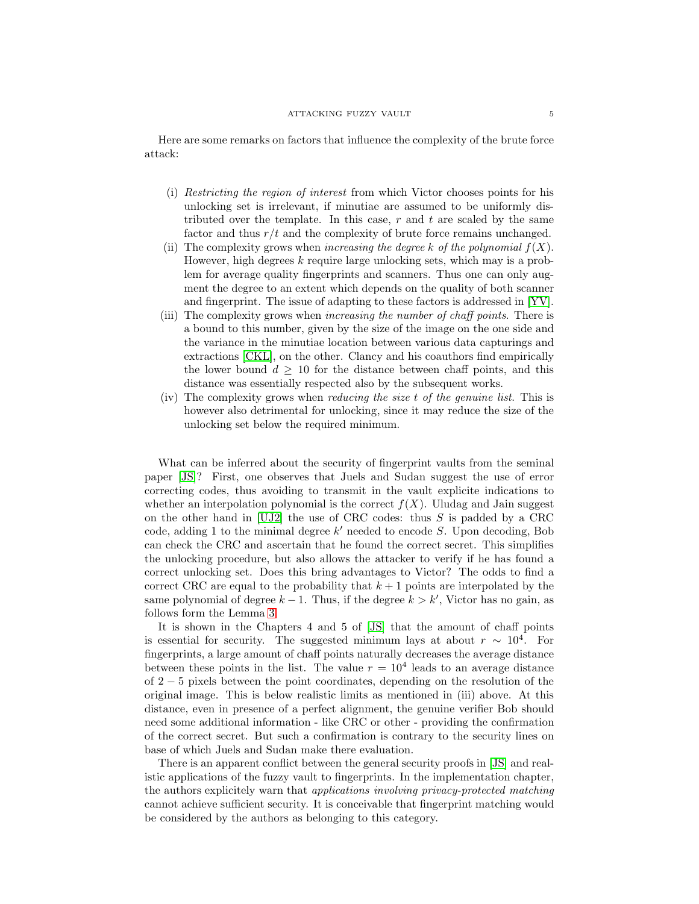Here are some remarks on factors that influence the complexity of the brute force attack:

(i) *Restricting the region of interest* from which Victor chooses points for his unlocking set is irrelevant, if minutiae are assumed to be uniformly distributed over the template. In this case, $r$ and $t$ are scaled by the same factor and thus $r/t$ and the complexity of brute force remains unchanged.

(ii) The complexity grows when *increasing the degree $k$ of the polynomial $f(X)$*. However, high degrees $k$ require large unlocking sets, which may is a problem for average quality fingerprints and scanners. Thus one can only augment the degree to an extent which depends on the quality of both scanner and fingerprint. The issue of adapting to these factors is addressed in [YV].

(iii) The complexity grows when *increasing the number of chaff points*. There is a bound to this number, given by the size of the image on the one side and the variance in the minutiae location between various data capturings and extractions [CKL], on the other. Clancy and his coauthors find empirically the lower bound $d \geq 10$ for the distance between chaff points, and this distance was essentially respected also by the subsequent works.

(iv) The complexity grows when *reducing the size $t$ of the genuine list*. This is however also detrimental for unlocking, since it may reduce the size of the unlocking set below the required minimum.

What can be inferred about the security of fingerprint vaults from the seminal paper [JS]? First, one observes that Juels and Sudan suggest the use of error correcting codes, thus avoiding to transmit in the vault explicite indications to whether an interpolation polynomial is the correct $f(X)$. Uludag and Jain suggest on the other hand in [UJ2] the use of CRC codes: thus $S$ is padded by a CRC code, adding 1 to the minimal degree $k'$ needed to encode $S$. Upon decoding, Bob can check the CRC and ascertain that he found the correct secret. This simplifies the unlocking procedure, but also allows the attacker to verify if he has found a correct unlocking set. Does this bring advantages to Victor? The odds to find a correct CRC are equal to the probability that $k+1$ points are interpolated by the same polynomial of degree $k-1$. Thus, if the degree $k > k'$, Victor has no gain, as follows form the Lemma 3.

It is shown in the Chapters 4 and 5 of [JS] that the amount of chaff points is essential for security. The suggested minimum lays at about $r \sim 10^4$. For fingerprints, a large amount of chaff points naturally decreases the average distance between these points in the list. The value $r = 10^4$ leads to an average distance of $2-5$ pixels between the point coordinates, depending on the resolution of the original image. This is below realistic limits as mentioned in (iii) above. At this distance, even in presence of a perfect alignment, the genuine verifier Bob should need some additional information - like CRC or other - providing the confirmation of the correct secret. But such a confirmation is contrary to the security lines on base of which Juels and Sudan make there evaluation.

There is an apparent conflict between the general security proofs in [JS] and realistic applications of the fuzzy vault to fingerprints. In the implementation chapter, the authors explicitely warn that *applications involving privacy-protected matching* cannot achieve sufficient security. It is conceivable that fingerprint matching would be considered by the authors as belonging to this category.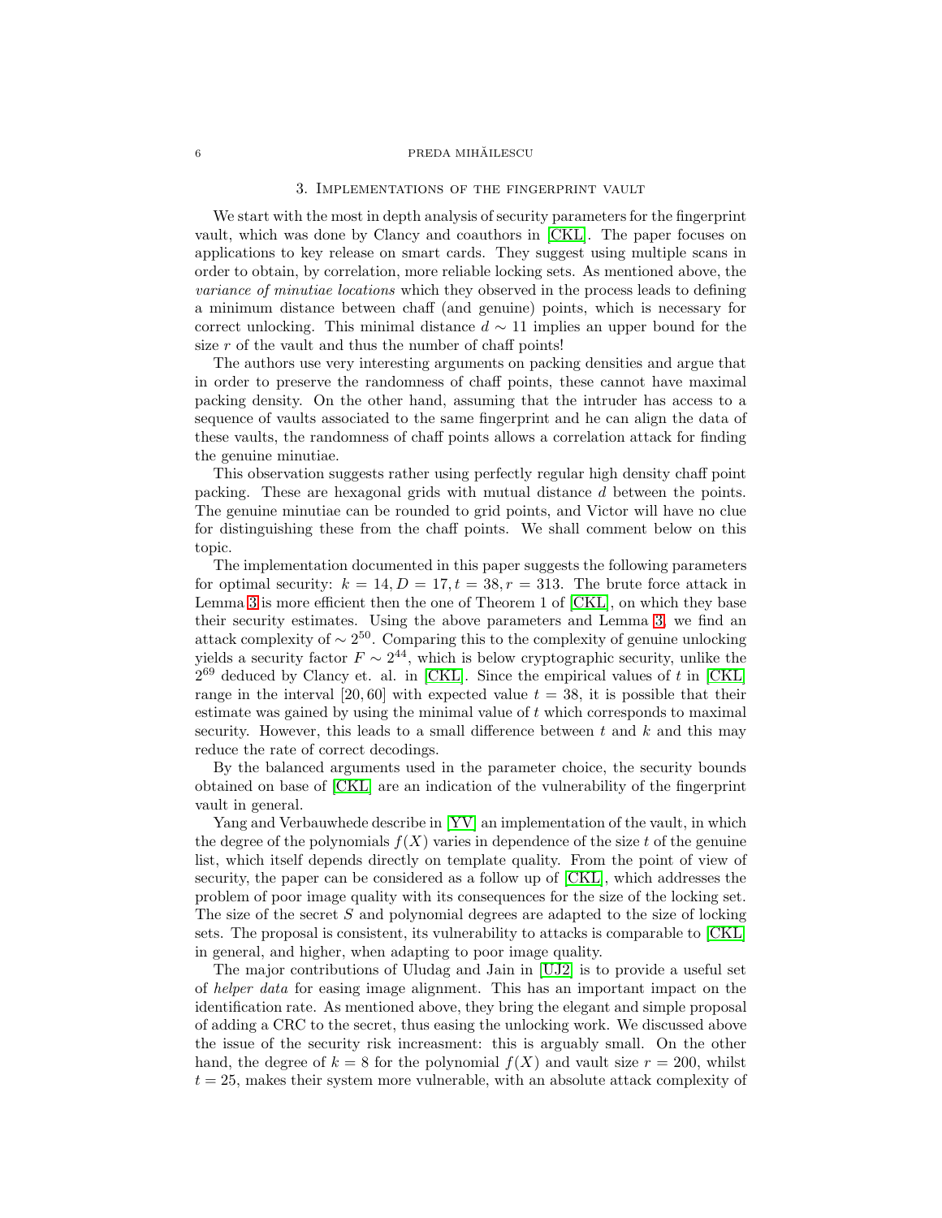## 3. Implementations of the fingerprint vault

We start with the most in depth analysis of security parameters for the fingerprint vault, which was done by Clancy and coauthors in [CKL]. The paper focuses on applications to key release on smart cards. They suggest using multiple scans in order to obtain, by correlation, more reliable locking sets. As mentioned above, the *variance of minutiae locations* which they observed in the process leads to defining a minimum distance between chaff (and genuine) points, which is necessary for correct unlocking. This minimal distance $d \sim 11$ implies an upper bound for the size $r$ of the vault and thus the number of chaff points!

The authors use very interesting arguments on packing densities and argue that in order to preserve the randomness of chaff points, these cannot have maximal packing density. On the other hand, assuming that the intruder has access to a sequence of vaults associated to the same fingerprint and he can align the data of these vaults, the randomness of chaff points allows a correlation attack for finding the genuine minutiae.

This observation suggests rather using perfectly regular high density chaff point packing. These are hexagonal grids with mutual distance $d$ between the points. The genuine minutiae can be rounded to grid points, and Victor will have no clue for distinguishing these from the chaff points. We shall comment below on this topic.

The implementation documented in this paper suggests the following parameters for optimal security: $k = 14, D = 17, t = 38, r = 313$. The brute force attack in Lemma 3 is more efficient then the one of Theorem 1 of [CKL], on which they base their security estimates. Using the above parameters and Lemma 3, we find an attack complexity of $\sim 2^{50}$. Comparing this to the complexity of genuine unlocking yields a security factor $F \sim 2^{44}$, which is below cryptographic security, unlike the $2^{69}$ deduced by Clancy et. al. in [CKL]. Since the empirical values of $t$ in [CKL] range in the interval $[20, 60]$ with expected value $t = 38$, it is possible that their estimate was gained by using the minimal value of $t$ which corresponds to maximal security. However, this leads to a small difference between $t$ and $k$ and this may reduce the rate of correct decodings.

By the balanced arguments used in the parameter choice, the security bounds obtained on base of [CKL] are an indication of the vulnerability of the fingerprint vault in general.

Yang and Verbauwhede describe in [YV] an implementation of the vault, in which the degree of the polynomials $f(X)$ varies in dependence of the size $t$ of the genuine list, which itself depends directly on template quality. From the point of view of security, the paper can be considered as a follow up of [CKL], which addresses the problem of poor image quality with its consequences for the size of the locking set. The size of the secret $S$ and polynomial degrees are adapted to the size of locking sets. The proposal is consistent, its vulnerability to attacks is comparable to [CKL] in general, and higher, when adapting to poor image quality.

The major contributions of Uludag and Jain in [UJ2] is to provide a useful set of *helper data* for easing image alignment. This has an important impact on the identification rate. As mentioned above, they bring the elegant and simple proposal of adding a CRC to the secret, thus easing the unlocking work. We discussed above the issue of the security risk increasment: this is arguably small. On the other hand, the degree of $k = 8$ for the polynomial $f(X)$ and vault size $r = 200$, whilst $t = 25$, makes their system more vulnerable, with an absolute attack complexity of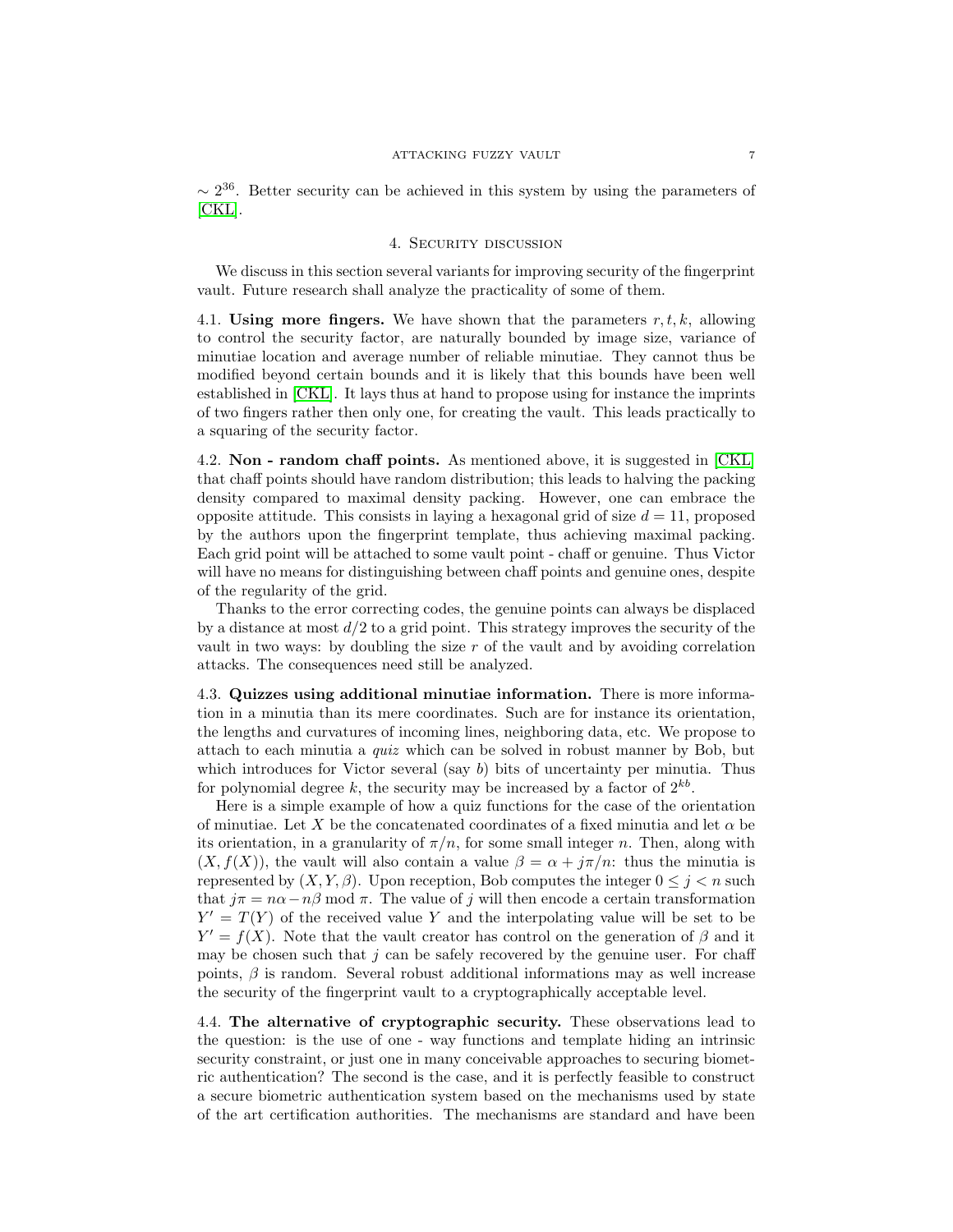$\sim 2^{36}$. Better security can be achieved in this system by using the parameters of [CKL].

## 4. Security discussion

We discuss in this section several variants for improving security of the fingerprint vault. Future research shall analyze the practicality of some of them.

4.1. **Using more fingers.** We have shown that the parameters $r, t, k$, allowing to control the security factor, are naturally bounded by image size, variance of minutiae location and average number of reliable minutiae. They cannot thus be modified beyond certain bounds and it is likely that this bounds have been well established in [CKL]. It lays thus at hand to propose using for instance the imprints of two fingers rather then only one, for creating the vault. This leads practically to a squaring of the security factor.

4.2. **Non - random chaff points.** As mentioned above, it is suggested in [CKL] that chaff points should have random distribution; this leads to halving the packing density compared to maximal density packing. However, one can embrace the opposite attitude. This consists in laying a hexagonal grid of size $d = 11$, proposed by the authors upon the fingerprint template, thus achieving maximal packing. Each grid point will be attached to some vault point - chaff or genuine. Thus Victor will have no means for distinguishing between chaff points and genuine ones, despite of the regularity of the grid.

Thanks to the error correcting codes, the genuine points can always be displaced by a distance at most $d/2$ to a grid point. This strategy improves the security of the vault in two ways: by doubling the size $r$ of the vault and by avoiding correlation attacks. The consequences need still be analyzed.

4.3. **Quizzes using additional minutiae information.** There is more information in a minutia than its mere coordinates. Such are for instance its orientation, the lengths and curvatures of incoming lines, neighboring data, etc. We propose to attach to each minutia a *quiz* which can be solved in robust manner by Bob, but which introduces for Victor several (say $b$) bits of uncertainty per minutia. Thus for polynomial degree $k$, the security may be increased by a factor of $2^{kb}$.

Here is a simple example of how a quiz functions for the case of the orientation of minutiae. Let $X$ be the concatenated coordinates of a fixed minutia and let $\alpha$ be its orientation, in a granularity of $\pi/n$, for some small integer $n$. Then, along with $(X, f(X))$, the vault will also contain a value $\beta = \alpha + j\pi/n$: thus the minutia is represented by $(X, Y, \beta)$. Upon reception, Bob computes the integer $0 \leq j < n$ such that $j\pi = n\alpha - n\beta \bmod \pi$. The value of $j$ will then encode a certain transformation $Y' = T(Y)$ of the received value $Y$ and the interpolating value will be set to be $Y' = f(X)$. Note that the vault creator has control on the generation of $\beta$ and it may be chosen such that $j$ can be safely recovered by the genuine user. For chaff points, $\beta$ is random. Several robust additional informations may as well increase the security of the fingerprint vault to a cryptographically acceptable level.

4.4. **The alternative of cryptographic security.** These observations lead to the question: is the use of one - way functions and template hiding an intrinsic security constraint, or just one in many conceivable approaches to securing biometric authentication? The second is the case, and it is perfectly feasible to construct a secure biometric authentication system based on the mechanisms used by state of the art certification authorities. The mechanisms are standard and have been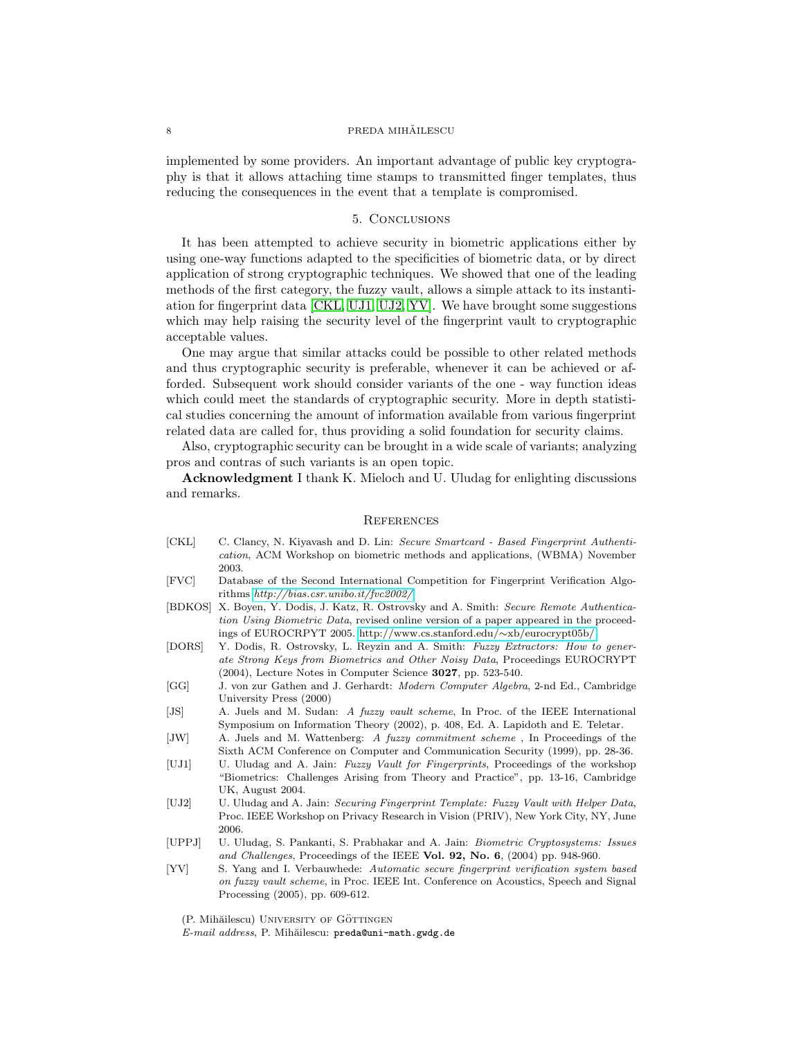implemented by some providers. An important advantage of public key cryptography is that it allows attaching time stamps to transmitted finger templates, thus reducing the consequences in the event that a template is compromised.

## 5. Conclusions

It has been attempted to achieve security in biometric applications either by using one-way functions adapted to the specificities of biometric data, or by direct application of strong cryptographic techniques. We showed that one of the leading methods of the first category, the fuzzy vault, allows a simple attack to its instantiation for fingerprint data [CKL, UJ1, UJ2, YV]. We have brought some suggestions which may help raising the security level of the fingerprint vault to cryptographic acceptable values.

One may argue that similar attacks could be possible to other related methods and thus cryptographic security is preferable, whenever it can be achieved or afforded. Subsequent work should consider variants of the one - way function ideas which could meet the standards of cryptographic security. More in depth statistical studies concerning the amount of information available from various fingerprint related data are called for, thus providing a solid foundation for security claims.

Also, cryptographic security can be brought in a wide scale of variants; analyzing pros and contras of such variants is an open topic.

**Acknowledgment** I thank K. Mieloch and U. Uludag for enlighting discussions and remarks.

## References

- [CKL] C. Clancy, N. Kiyavash and D. Lin: *Secure Smartcard - Based Fingerprint Authentication*, ACM Workshop on biometric methods and applications, (WBMA) November 2003.
- [FVC] Database of the Second International Competition for Fingerprint Verification Algorithms *http://bias.csr.unibo.it/fvc2002/*
- [BDKOS] X. Boyen, Y. Dodis, J. Katz, R. Ostrovsky and A. Smith: *Secure Remote Authentication Using Biometric Data*, revised online version of a paper appeared in the proceedings of EUROCRPYT 2005. http://www.cs.stanford.edu/∼xb/eurocrypt05b/
- [DORS] Y. Dodis, R. Ostrovsky, L. Reyzin and A. Smith: *Fuzzy Extractors: How to generate Strong Keys from Biometrics and Other Noisy Data*, Proceedings EUROCRYPT (2004), Lecture Notes in Computer Science **3027**, pp. 523-540.
- [GG] J. von zur Gathen and J. Gerhardt: *Modern Computer Algebra*, 2-nd Ed., Cambridge University Press (2000)
- [JS] A. Juels and M. Sudan: *A fuzzy vault scheme*, In Proc. of the IEEE International Symposium on Information Theory (2002), p. 408, Ed. A. Lapidoth and E. Teletar.
- [JW] A. Juels and M. Wattenberg: *A fuzzy commitment scheme* , In Proceedings of the Sixth ACM Conference on Computer and Communication Security (1999), pp. 28-36.
- [UJ1] U. Uludag and A. Jain: *Fuzzy Vault for Fingerprints*, Proceedings of the workshop "Biometrics: Challenges Arising from Theory and Practice", pp. 13-16, Cambridge UK, August 2004.
- [UJ2] U. Uludag and A. Jain: *Securing Fingerprint Template: Fuzzy Vault with Helper Data*, Proc. IEEE Workshop on Privacy Research in Vision (PRIV), New York City, NY, June 2006.
- [UPPJ] U. Uludag, S. Pankanti, S. Prabhakar and A. Jain: *Biometric Cryptosystems: Issues and Challenges*, Proceedings of the IEEE **Vol. 92, No. 6**, (2004) pp. 948-960.
- [YV] S. Yang and I. Verbauwhede: *Automatic secure fingerprint verification system based on fuzzy vault scheme*, in Proc. IEEE Int. Conference on Acoustics, Speech and Signal Processing (2005), pp. 609-612.

(P. Mihăilescu) University of Göttingen

*E-mail address*, P. Mihăilescu: preda@uni-math.gwdg.de